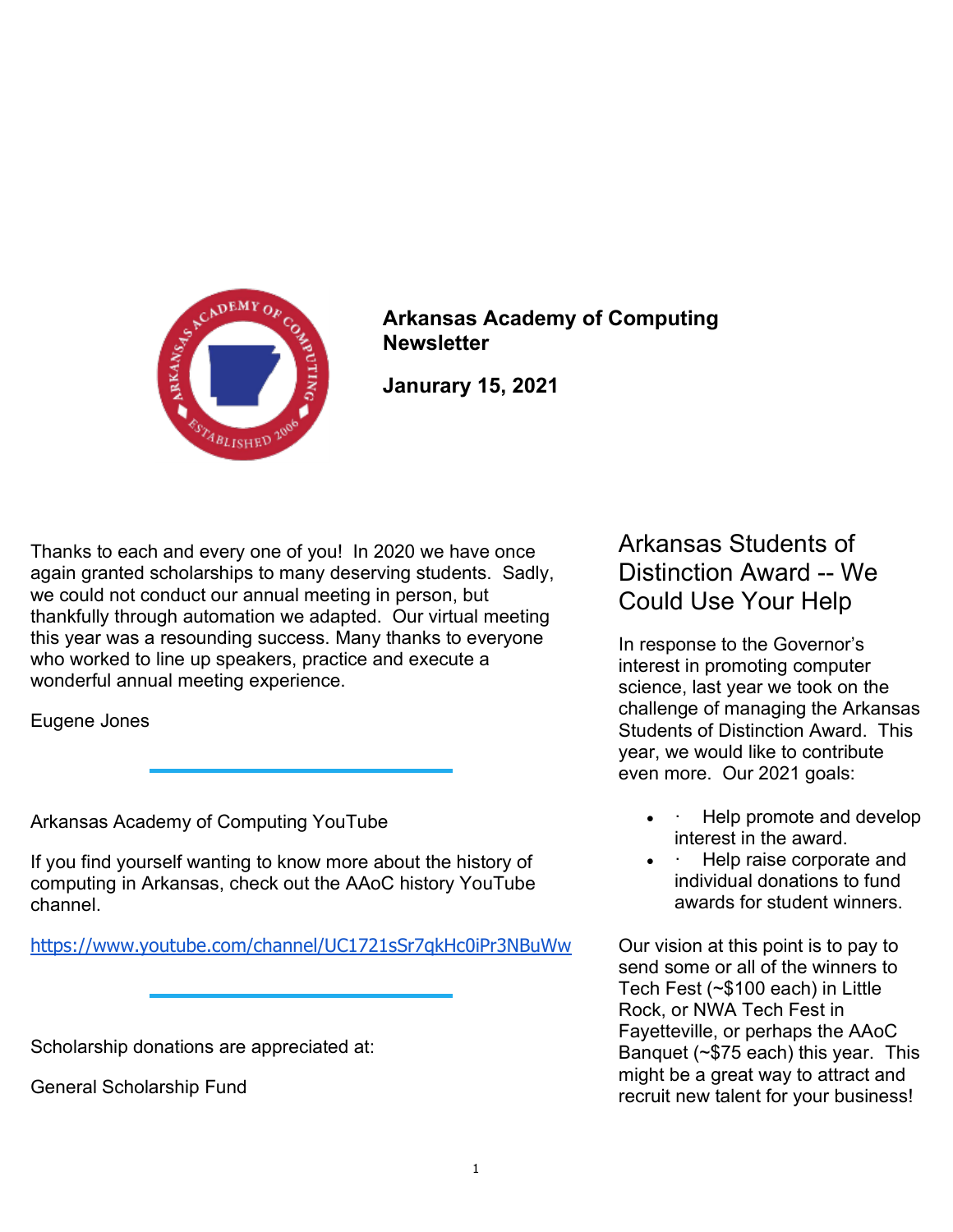# Arkansas Academy of Computing Newsletter

**Janurary 15, 2021**

Thanks to each and every one of you! In 2020 we have once again granted scholarships to many deserving students. Sadly, we could not conduct our annual meeting in person, but thankfully through automation we adapted. Our virtual meeting this year was a resounding success. Many thanks to everyone who worked to line up speakers, practice and execute a wonderful annual meeting experience.

Eugene Jones

---

Arkansas Academy of Computing YouTube

If you find yourself wanting to know more about the history of computing in Arkansas, check out the AAoC history YouTube channel.

https://www.youtube.com/channel/UC1721sSr7qkHc0iPr3NBuWw

---

Scholarship donations are appreciated at:

General Scholarship Fund

## Arkansas Students of Distinction Award -- We Could Use Your Help

In response to the Governor's interest in promoting computer science, last year we took on the challenge of managing the Arkansas Students of Distinction Award. This year, we would like to contribute even more. Our 2021 goals:

- Help promote and develop interest in the award.
- Help raise corporate and individual donations to fund awards for student winners.

Our vision at this point is to pay to send some or all of the winners to Tech Fest (~$100 each) in Little Rock, or NWA Tech Fest in Fayetteville, or perhaps the AAoC Banquet (~$75 each) this year. This might be a great way to attract and recruit new talent for your business!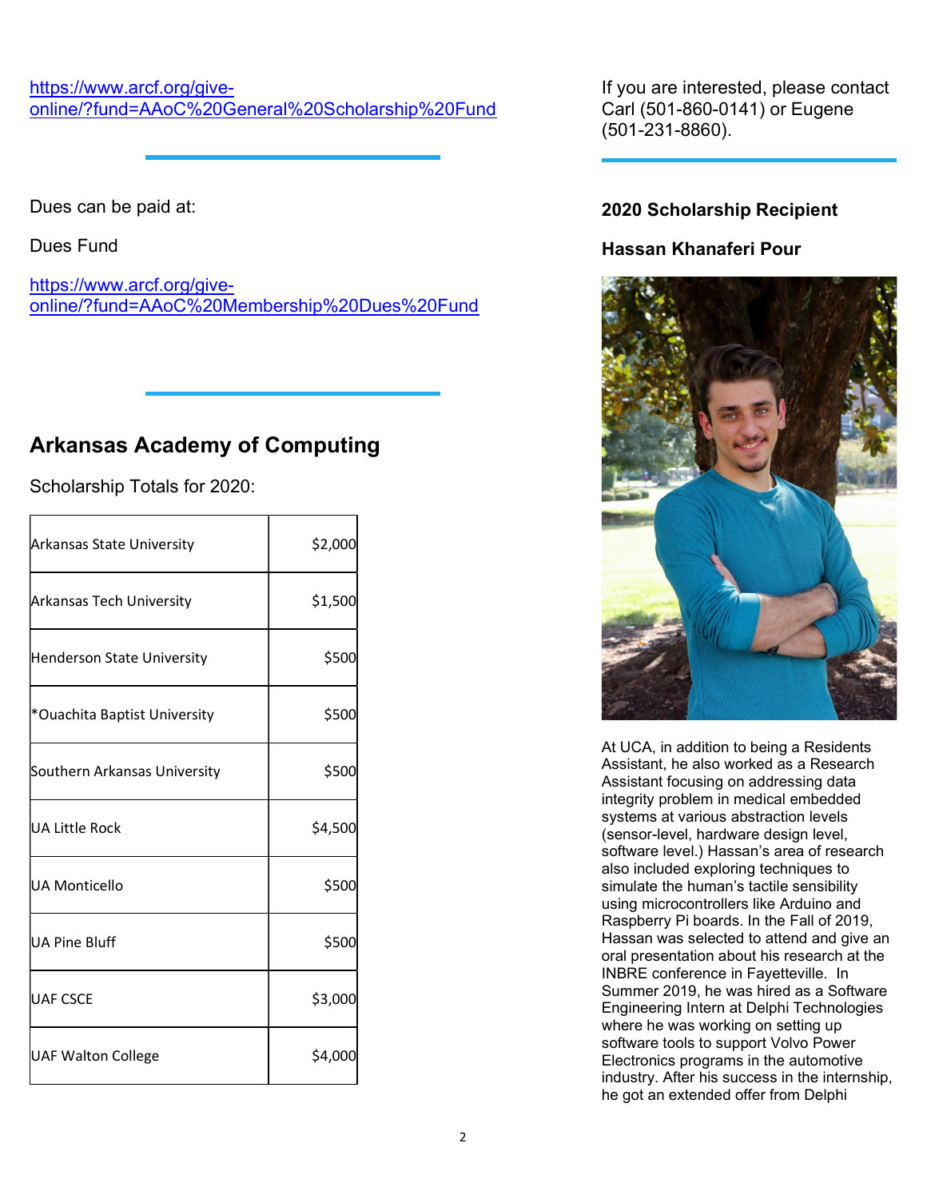https://www.arcf.org/give-online/?fund=AAoC%20General%20Scholarship%20Fund

---

Dues can be paid at:

Dues Fund

https://www.arcf.org/give-online/?fund=AAoC%20Membership%20Dues%20Fund

---

## Arkansas Academy of Computing

Scholarship Totals for 2020:

| | |
|---|---:|
| Arkansas State University | $2,000 |
| Arkansas Tech University | $1,500 |
| Henderson State University | $500 |
| *Ouachita Baptist University | $500 |
| Southern Arkansas University | $500 |
| UA Little Rock | $4,500 |
| UA Monticello | $500 |
| UA Pine Bluff | $500 |
| UAF CSCE | $3,000 |
| UAF Walton College | $4,000 |

If you are interested, please contact Carl (501-860-0141) or Eugene (501-231-8860).

---

**2020 Scholarship Recipient**

**Hassan Khanaferi Pour**

At UCA, in addition to being a Residents Assistant, he also worked as a Research Assistant focusing on addressing data integrity problem in medical embedded systems at various abstraction levels (sensor-level, hardware design level, software level.) Hassan's area of research also included exploring techniques to simulate the human's tactile sensibility using microcontrollers like Arduino and Raspberry Pi boards. In the Fall of 2019, Hassan was selected to attend and give an oral presentation about his research at the INBRE conference in Fayetteville. In Summer 2019, he was hired as a Software Engineering Intern at Delphi Technologies where he was working on setting up software tools to support Volvo Power Electronics programs in the automotive industry. After his success in the internship, he got an extended offer from Delphi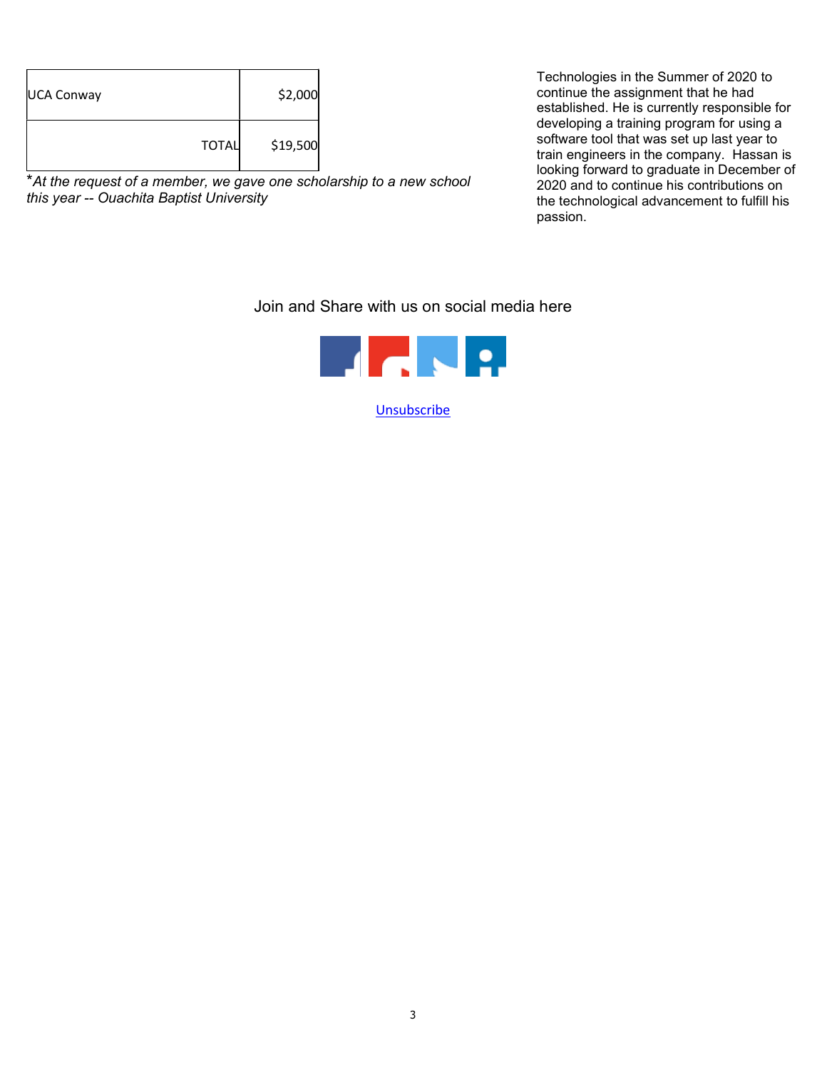| | |
|---|---|
| UCA Conway | $2,000 |
| TOTAL | $19,500 |

**At the request of a member, we gave one scholarship to a new school this year -- Ouachita Baptist University*

Technologies in the Summer of 2020 to continue the assignment that he had established. He is currently responsible for developing a training program for using a software tool that was set up last year to train engineers in the company. Hassan is looking forward to graduate in December of 2020 and to continue his contributions on the technological advancement to fulfill his passion.

Join and Share with us on social media here

Unsubscribe